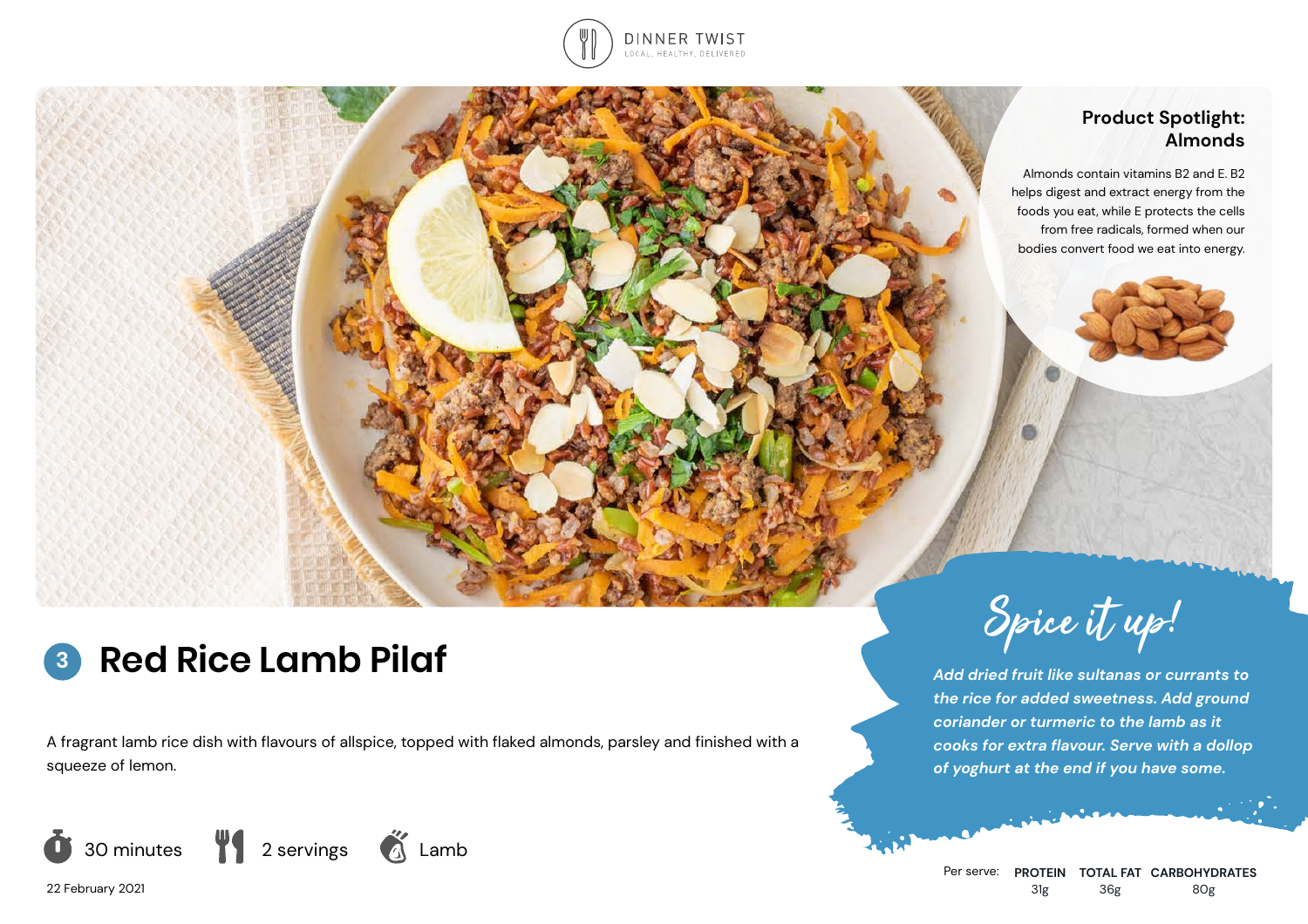DINNER TWIST
LOCAL, HEALTHY, DELIVERED

## Product Spotlight: Almonds

Almonds contain vitamins B2 and E. B2 helps digest and extract energy from the foods you eat, while E protects the cells from free radicals, formed when our bodies convert food we eat into energy.

# 3 Red Rice Lamb Pilaf

A fragrant lamb rice dish with flavours of allspice, topped with flaked almonds, parsley and finished with a squeeze of lemon.

30 minutes | 2 servings | Lamb

22 February 2021

## Spice it up!

*Add dried fruit like sultanas or currants to the rice for added sweetness. Add ground coriander or turmeric to the lamb as it cooks for extra flavour. Serve with a dollop of yoghurt at the end if you have some.*

| Per serve: | PROTEIN | TOTAL FAT | CARBOHYDRATES |
|---|---|---|---|
| | 31g | 36g | 80g |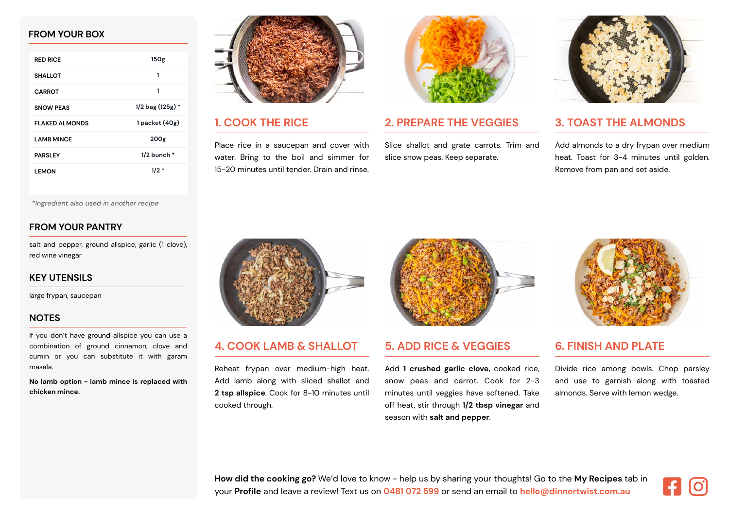## FROM YOUR BOX

| | |
|---|---|
| RED RICE | 150g |
| SHALLOT | 1 |
| CARROT | 1 |
| SNOW PEAS | 1/2 bag (125g) * |
| FLAKED ALMONDS | 1 packet (40g) |
| LAMB MINCE | 200g |
| PARSLEY | 1/2 bunch * |
| LEMON | 1/2 * |

*Ingredient also used in another recipe*

## FROM YOUR PANTRY

salt and pepper, ground allspice, garlic (1 clove), red wine vinegar

## KEY UTENSILS

large frypan, saucepan

## NOTES

If you don't have ground allspice you can use a combination of ground cinnamon, clove and cumin or you can substitute it with garam masala.

**No lamb option - lamb mince is replaced with chicken mince.**

## 1. COOK THE RICE

Place rice in a saucepan and cover with water. Bring to the boil and simmer for 15-20 minutes until tender. Drain and rinse.

## 2. PREPARE THE VEGGIES

Slice shallot and grate carrots. Trim and slice snow peas. Keep separate.

## 3. TOAST THE ALMONDS

Add almonds to a dry frypan over medium heat. Toast for 3-4 minutes until golden. Remove from pan and set aside.

## 4. COOK LAMB & SHALLOT

Reheat frypan over medium-high heat. Add lamb along with sliced shallot and **2 tsp allspice**. Cook for 8-10 minutes until cooked through.

## 5. ADD RICE & VEGGIES

Add **1 crushed garlic clove,** cooked rice, snow peas and carrot. Cook for 2-3 minutes until veggies have softened. Take off heat, stir through **1/2 tbsp vinegar** and season with **salt and pepper**.

## 6. FINISH AND PLATE

Divide rice among bowls. Chop parsley and use to garnish along with toasted almonds. Serve with lemon wedge.

**How did the cooking go?** We'd love to know - help us by sharing your thoughts! Go to the **My Recipes** tab in your **Profile** and leave a review! Text us on 0481 072 599 or send an email to hello@dinnertwist.com.au